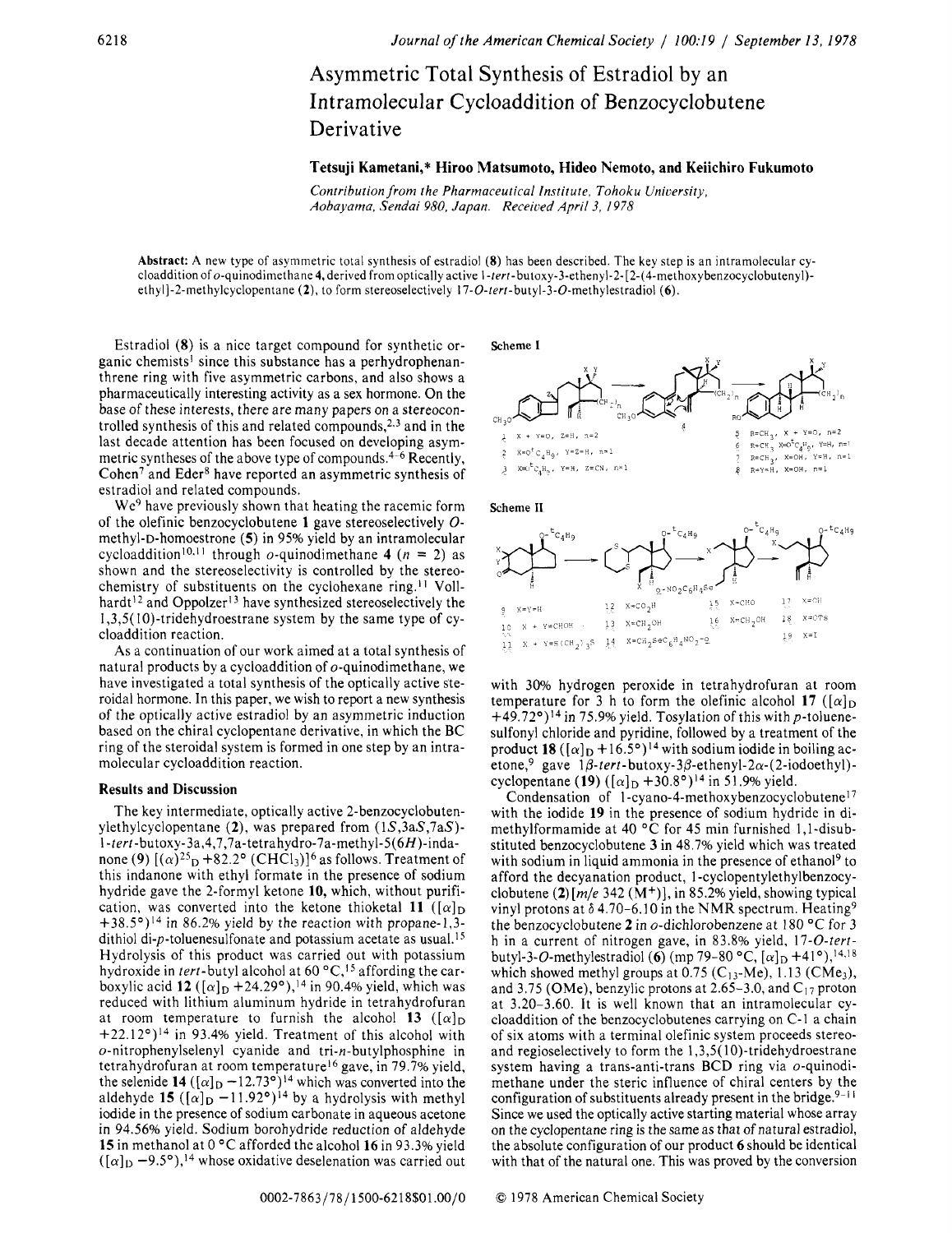# Asymmetric Total Synthesis of Estradiol by an Intramolecular Cycloaddition of Benzocyclobutene Derivative

**Tetsuji Kametani,* Hiroo Matsumoto, Hideo Nemoto, and Keiichiro Fukumoto**

*Contribution from the Pharmaceutical Institute, Tohoku University, Aobayama, Sendai 980, Japan. Received April 3, 1978*

**Abstract:** A new type of asymmetric total synthesis of estradiol (**8**) has been described. The key step is an intramolecular cycloaddition of *o*-quinodimethane **4**, derived from optically active 1-*tert*-butoxy-3-ethenyl-2-[2-(4-methoxybenzocyclobutenyl)ethyl]-2-methylcyclopentane (**2**), to form stereoselectively 17-*O*-*tert*-butyl-3-*O*-methylestradiol (**6**).

Estradiol (**8**) is a nice target compound for synthetic organic chemists[1] since this substance has a perhydrophenanthrene ring with five asymmetric carbons, and also shows a pharmaceutically interesting activity as a sex hormone. On the base of these interests, there are many papers on a stereocontrolled synthesis of this and related compounds,[2,3] and in the last decade attention has been focused on developing asymmetric syntheses of the above type of compounds.[4-6] Recently, Cohen[7] and Eder[8] have reported an asymmetric synthesis of estradiol and related compounds.

We[9] have previously shown that heating the racemic form of the olefinic benzocyclobutene **1** gave stereoselectively *O*-methyl-D-homoestrone (**5**) in 95% yield by an intramolecular cycloaddition[10,11] through *o*-quinodimethane **4** ($n = 2$) as shown and the stereoselectivity is controlled by the stereochemistry of substituents on the cyclohexane ring.[11] Vollhardt[12] and Oppolzer[13] have synthesized stereoselectively the 1,3,5(10)-tridehydroestrane system by the same type of cycloaddition reaction.

As a continuation of our work aimed at a total synthesis of natural products by a cycloaddition of *o*-quinodimethane, we have investigated a total synthesis of the optically active steroidal hormone. In this paper, we wish to report a new synthesis of the optically active estradiol by an asymmetric induction based on the chiral cyclopentane derivative, in which the BC ring of the steroidal system is formed in one step by an intramolecular cycloaddition reaction.

## Results and Discussion

The key intermediate, optically active 2-benzocyclobutenylethylcyclopentane (**2**), was prepared from (1*S*,3a*S*,7a*S*)-1-*tert*-butoxy-3a,4,7,7a-tetrahydro-7a-methyl-5(6*H*)-indanone (**9**) [$(\alpha)^{25}_{D}$ +82.2° ($CHCl_3$)][6] as follows. Treatment of this indanone with ethyl formate in the presence of sodium hydride gave the 2-formyl ketone **10**, which, without purification, was converted into the ketone thioketal **11** ($[\alpha]_D$ +38.5°)[14] in 86.2% yield by the reaction with propane-1,3-dithiol di-*p*-toluenesulfonate and potassium acetate as usual.[15] Hydrolysis of this product was carried out with potassium hydroxide in *tert*-butyl alcohol at 60 °C,[15] affording the carboxylic acid **12** ($[\alpha]_D$ +24.29°),[14] in 90.4% yield, which was reduced with lithium aluminum hydride in tetrahydrofuran at room temperature to furnish the alcohol **13** ($[\alpha]_D$ +22.12°)[14] in 93.4% yield. Treatment of this alcohol with *o*-nitrophenylselenyl cyanide and tri-*n*-butylphosphine in tetrahydrofuran at room temperature[16] gave, in 79.7% yield, the selenide **14** ($[\alpha]_D$ −12.73°)[14] which was converted into the aldehyde **15** ($[\alpha]_D$ −11.92°)[14] by a hydrolysis with methyl iodide in the presence of sodium carbonate in aqueous acetone in 94.56% yield. Sodium borohydride reduction of aldehyde **15** in methanol at 0 °C afforded the alcohol **16** in 93.3% yield ($[\alpha]_D$ −9.5°),[14] whose oxidative deselenation was carried out with 30% hydrogen peroxide in tetrahydrofuran at room temperature for 3 h to form the olefinic alcohol **17** ($[\alpha]_D$ +49.72°)[14] in 75.9% yield. Tosylation of this with *p*-toluenesulfonyl chloride and pyridine, followed by a treatment of the product **18** ($[\alpha]_D$ +16.5°)[14] with sodium iodide in boiling acetone,[9] gave 1β-*tert*-butoxy-3β-ethenyl-2α-(2-iodoethyl)cyclopentane (**19**) ($[\alpha]_D$ +30.8°)[14] in 51.9% yield.

**Scheme I**

1: X + Y=O, Z=H, n=2
2: X=O$^t$C$_4$H$_9$, Y=Z=H, n=1
3: X=O$^t$C$_4$H$_9$, Y=H, Z=CN, n=1
4
5: R=CH$_3$, X + Y=O, n=2
6: R=CH$_3$, X=O$^t$C$_4$H$_9$, Y=H, n=1
7: R=CH$_3$, X=OH, Y=H, n=1
8: R=Y=H, X=OH, n=1

**Scheme II**

9: X=Y=H
10: X + Y=CHOH
11: X + Y=S(CH$_2$)$_3$S
12: X=CO$_2$H
13: X=CH$_2$OH
14: X=CH$_2$SeC$_6$H$_4$NO$_2$-o
15: X=CHO
16: X=CH$_2$OH
17: X=OH
18: X=OTs
19: X=I

Condensation of 1-cyano-4-methoxybenzocyclobutene[17] with the iodide **19** in the presence of sodium hydride in dimethylformamide at 40 °C for 45 min furnished 1,1-disubstituted benzocyclobutene **3** in 48.7% yield which was treated with sodium in liquid ammonia in the presence of ethanol[9] to afford the decyanation product, 1-cyclopentylethylbenzocyclobutene (**2**) [*m/e* 342 ($M^+$)], in 85.2% yield, showing typical vinyl protons at δ 4.70–6.10 in the NMR spectrum. Heating[9] the benzocyclobutene **2** in *o*-dichlorobenzene at 180 °C for 3 h in a current of nitrogen gave, in 83.8% yield, 17-*O*-*tert*-butyl-3-*O*-methylestradiol (**6**) (mp 79–80 °C, $[\alpha]_D$ +41°),[14,18] which showed methyl groups at 0.75 ($C_{13}$-Me), 1.13 ($CMe_3$), and 3.75 (OMe), benzylic protons at 2.65–3.0, and $C_{17}$ proton at 3.20–3.60. It is well known that an intramolecular cycloaddition of the benzocyclobutenes carrying on C-1 a chain of six atoms with a terminal olefinic system proceeds stereo- and regioselectively to form the 1,3,5(10)-tridehydroestrane system having a trans-anti-trans BCD ring via *o*-quinodimethane under the steric influence of chiral centers by the configuration of substituents already present in the bridge.[9-11] Since we used the optically active starting material whose array on the cyclopentane ring is the same as that of natural estradiol, the absolute configuration of our product **6** should be identical with that of the natural one. This was proved by the conversion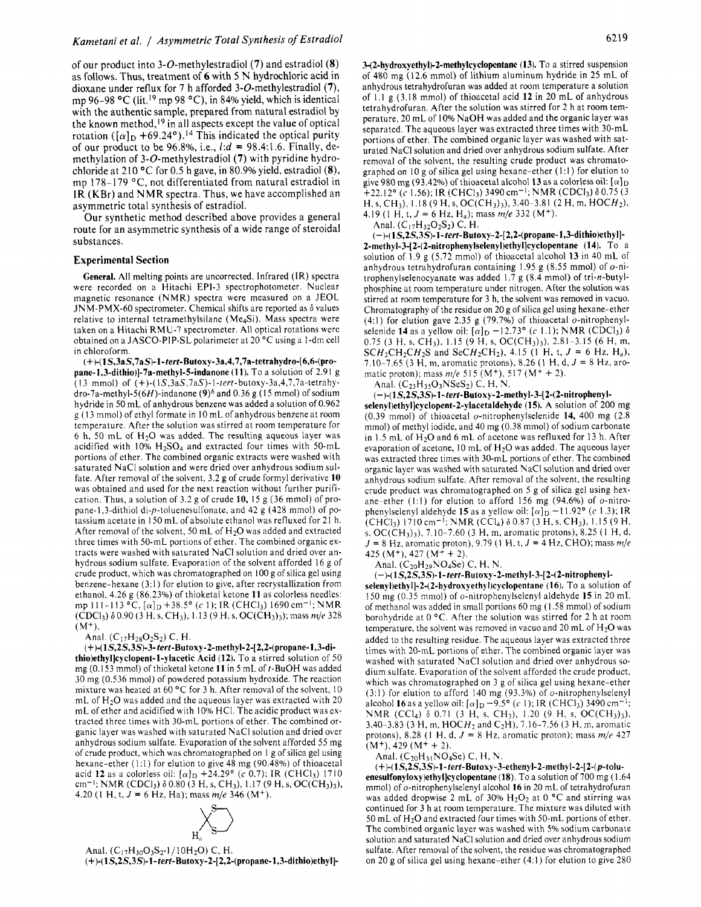of our product into 3-*O*-methylestradiol (7) and estradiol (8) as follows. Thus, treatment of 6 with 5 N hydrochloric acid in dioxane under reflux for 7 h afforded 3-*O*-methylestradiol (7), mp 96–98 °C (lit.[19] mp 98 °C), in 84% yield, which is identical with the authentic sample, prepared from natural estradiol by the known method,[19] in all aspects except the value of optical rotation ($[\alpha]_D$ +69.24°).[14] This indicated the optical purity of our product to be 96.8%, i.e., *l*:*d* = 98.4:1.6. Finally, demethylation of 3-*O*-methylestradiol (7) with pyridine hydrochloride at 210 °C for 0.5 h gave, in 80.9% yield, estradiol (8), mp 178–179 °C, not differentiated from natural estradiol in IR (KBr) and NMR spectra. Thus, we have accomplished an asymmetric total synthesis of estradiol.

Our synthetic method described above provides a general route for an asymmetric synthesis of a wide range of steroidal substances.

## Experimental Section

**General.** All melting points are uncorrected. Infrared (IR) spectra were recorded on a Hitachi EPI-3 spectrophotometer. Nuclear magnetic resonance (NMR) spectra were measured on a JEOL JNM-PMX-60 spectrometer. Chemical shifts are reported as $\delta$ values relative to internal tetramethylsilane ($Me_4Si$). Mass spectra were taken on a Hitachi RMU-7 spectrometer. All optical rotations were obtained on a JASCO-PIP-SL polarimeter at 20 °C using a 1-dm cell in chloroform.

**(+)-(1*S*,3a*S*,7a*S*)-1-*tert*-Butoxy-3a,4,7,7a-tetrahydro-[6,6-(propane-1,3-dithio)]-7a-methyl-5-indanone (11).** To a solution of 2.91 g (13 mmol) of (+)-(1*S*,3a*S*,7a*S*)-1-*tert*-butoxy-3a,4,7,7a-tetrahydro-7a-methyl-5(6*H*)-indanone (9)[6] and 0.36 g (15 mmol) of sodium hydride in 50 mL of anhydrous benzene was added a solution of 0.962 g (13 mmol) of ethyl formate in 10 mL of anhydrous benzene at room temperature. After the solution was stirred at room temperature for 6 h, 50 mL of $H_2O$ was added. The resulting aqueous layer was acidified with 10% $H_2SO_4$ and extracted four times with 50-mL portions of ether. The combined organic extracts were washed with saturated NaCl solution and were dried over anhydrous sodium sulfate. After removal of the solvent, 3.2 g of crude formyl derivative 10 was obtained and used for the next reaction without further purification. Thus, a solution of 3.2 g of crude 10, 15 g (36 mmol) of propane-1,3-dithiol di-*p*-toluenesulfonate, and 42 g (428 mmol) of potassium acetate in 150 mL of absolute ethanol was refluxed for 21 h. After removal of the solvent, 50 mL of $H_2O$ was added and extracted three times with 50-mL portions of ether. The combined organic extracts were washed with saturated NaCl solution and dried over anhydrous sodium sulfate. Evaporation of the solvent afforded 16 g of crude product, which was chromatographed on 100 g of silica gel using benzene–hexane (3:1) for elution to give, after recrystallization from ethanol, 4.26 g (86.23%) of thioketal ketone 11 as colorless needles: mp 111–113 °C, $[\alpha]_D$ +38.5° (*c* 1); IR ($CHCl_3$) 1690 cm$^{-1}$; NMR ($CDCl_3$) $\delta$ 0.90 (3 H, s, $CH_3$), 1.13 (9 H, s, $OC(CH_3)_3$); mass *m/e* 328 ($M^+$).

Anal. ($C_{17}H_{28}O_2S_2$) C, H.

**(+)-(1*S*,2*S*,3*S*)-3-*tert*-Butoxy-2-methyl-2-[2,2-(propane-1,3-dithio)ethyl]cyclopent-1-ylacetic Acid (12).** To a stirred solution of 50 mg (0.153 mmol) of thioketal ketone 11 in 5 mL of *t*-BuOH was added 30 mg (0.536 mmol) of powdered potassium hydroxide. The reaction mixture was heated at 60 °C for 3 h. After removal of the solvent, 10 mL of $H_2O$ was added and the aqueous layer was extracted with 20 mL of ether and acidified with 10% HCl. The acidic product was extracted three times with 30-mL portions of ether. The combined organic layer was washed with saturated NaCl solution and dried over anhydrous sodium sulfate. Evaporation of the solvent afforded 55 mg of crude product, which was chromatographed on 1 g of silica gel using hexane–ether (1:1) for elution to give 48 mg (90.48%) of thioacetal acid 12 as a colorless oil: $[\alpha]_D$ +24.29° (*c* 0.7); IR ($CHCl_3$) 1710 cm$^{-1}$; NMR ($CDCl_3$) $\delta$ 0.80 (3 H, s, $CH_3$), 1.17 (9 H, s, $OC(CH_3)_3$), 4.20 (1 H, t, *J* = 6 Hz, Ha); mass *m/e* 346 ($M^+$).

Anal. ($C_{17}H_{30}O_3S_2 \cdot 1/10H_2O$) C, H.

**(+)-(1*S*,2*S*,3*S*)-1-*tert*-Butoxy-2-[2,2-(propane-1,3-dithio)ethyl]-3-(2-hydroxyethyl)-2-methylcyclopentane (13).** To a stirred suspension of 480 mg (12.6 mmol) of lithium aluminum hydride in 25 mL of anhydrous tetrahydrofuran was added at room temperature a solution of 1.1 g (3.18 mmol) of thioacetal acid 12 in 20 mL of anhydrous tetrahydrofuran. After the solution was stirred for 2 h at room temperature, 20 mL of 10% NaOH was added and the organic layer was separated. The aqueous layer was extracted three times with 30-mL portions of ether. The combined organic layer was washed with saturated NaCl solution and dried over anhydrous sodium sulfate. After removal of the solvent, the resulting crude product was chromatographed on 10 g of silica gel using hexane–ether (1:1) for elution to give 980 mg (93.42%) of thioacetal alcohol 13 as a colorless oil: $[\alpha]_D$ +22.12° (*c* 1.56); IR ($CHCl_3$) 3490 cm$^{-1}$; NMR ($CDCl_3$) $\delta$ 0.75 (3 H, s, $CH_3$), 1.18 (9 H, s, $OC(CH_3)_3$), 3.40–3.81 (2 H, m, $HOCH_2$), 4.19 (1 H, t, *J* = 6 Hz, $H_a$); mass *m/e* 332 ($M^+$).

Anal. ($C_{17}H_{32}O_2S_2$) C, H.

**(−)-(1*S*,2*S*,3*S*)-1-*tert*-Butoxy-2-[2,2-(propane-1,3-dithio)ethyl]-2-methyl-3-[2-(2-nitrophenylselenyl)ethyl]cyclopentane (14).** To a solution of 1.9 g (5.72 mmol) of thioacetal alcohol 13 in 40 mL of anhydrous tetrahydrofuran containing 1.95 g (8.55 mmol) of *o*-nitrophenylselenocyanate was added 1.7 g (8.4 mmol) of tri-*n*-butylphosphine at room temperature under nitrogen. After the solution was stirred at room temperature for 3 h, the solvent was removed in vacuo. Chromatography of the residue on 20 g of silica gel using hexane–ether (4:1) for elution gave 2.35 g (79.7%) of thioacetal *o*-nitrophenylselenide 14 as a yellow oil: $[\alpha]_D$ −12.73° (*c* 1.1); NMR ($CDCl_3$) $\delta$ 0.75 (3 H, s, $CH_3$), 1.15 (9 H, s, $OC(CH_3)_3$), 2.81–3.15 (6 H, m, $SCH_2CH_2CH_2S$ and $SeCH_2CH_2$), 4.15 (1 H, t, *J* = 6 Hz, $H_a$), 7.10–7.65 (3 H, m, aromatic protons), 8.26 (1 H, d, *J* = 8 Hz, aromatic proton); mass *m/e* 515 ($M^+$), 517 ($M^+$ + 2).

Anal. ($C_{23}H_{35}O_3NSeS_2$) C, H, N.

**(−)-(1*S*,2*S*,3*S*)-1-*tert*-Butoxy-2-methyl-3-[2-(2-nitrophenylselenyl)ethyl]cyclopent-2-ylacetaldehyde (15).** A solution of 200 mg (0.39 mmol) of thioacetal *o*-nitrophenylselenide 14, 400 mg (2.8 mmol) of methyl iodide, and 40 mg (0.38 mmol) of sodium carbonate in 1.5 mL of $H_2O$ and 6 mL of acetone was refluxed for 13 h. After evaporation of acetone, 10 mL of $H_2O$ was added. The aqueous layer was extracted three times with 30-mL portions of ether. The combined organic layer was washed with saturated NaCl solution and dried over anhydrous sodium sulfate. After removal of the solvent, the resulting crude product was chromatographed on 5 g of silica gel using hexane–ether (1:1) for elution to afford 156 mg (94.6%) of *o*-nitrophenylselenyl aldehyde 15 as a yellow oil: $[\alpha]_D$ −11.92° (*c* 1.3); IR ($CHCl_3$) 1710 cm$^{-1}$; NMR ($CCl_4$) $\delta$ 0.87 (3 H, s, $CH_3$), 1.15 (9 H, s, $OC(CH_3)_3$), 7.10–7.60 (3 H, m, aromatic protons), 8.25 (1 H, d, *J* = 8 Hz, aromatic proton), 9.79 (1 H, t, *J* = 4 Hz, CHO); mass *m/e* 425 ($M^+$), 427 ($M^+$ + 2).

Anal. ($C_{20}H_{29}NO_4Se$) C, H, N.

**(−)-(1*S*,2*S*,3*S*)-1-*tert*-Butoxy-2-methyl-3-[2-(2-nitrophenylselenyl)ethyl]-2-(2-hydroxyethyl)cyclopentane (16).** To a solution of 150 mg (0.35 mmol) of *o*-nitrophenylselenyl aldehyde 15 in 20 mL of methanol was added in small portions 60 mg (1.58 mmol) of sodium borohydride at 0 °C. After the solution was stirred for 2 h at room temperature, the solvent was removed in vacuo and 20 mL of $H_2O$ was added to the resulting residue. The aqueous layer was extracted three times with 20-mL portions of ether. The combined organic layer was washed with saturated NaCl solution and dried over anhydrous sodium sulfate. Evaporation of the solvent afforded the crude product, which was chromatographed on 3 g of silica gel using hexane–ether (3:1) for elution to afford 140 mg (93.3%) of *o*-nitrophenylselenyl alcohol 16 as a yellow oil: $[\alpha]_D$ −9.5° (*c* 1); IR ($CHCl_3$) 3490 cm$^{-1}$; NMR ($CCl_4$) $\delta$ 0.71 (3 H, s, $CH_3$), 1.20 (9 H, s, $OC(CH_3)_3$), 3.40–3.83 (3 H, m, $HOCH_2$ and $C_2H$), 7.16–7.56 (3 H, m, aromatic protons), 8.28 (1 H, d, *J* = 8 Hz, aromatic proton); mass *m/e* 427 ($M^+$), 429 ($M^+$ + 2).

Anal. ($C_{20}H_{31}NO_4Se$) C, H, N.

**(+)-(1*S*,2*S*,3*S*)-1-*tert*-Butoxy-3-ethenyl-2-methyl-2-[2-(*p*-toluenesulfonyloxy)ethyl]cyclopentane (18).** To a solution of 700 mg (1.64 mmol) of *o*-nitrophenylselenyl alcohol 16 in 20 mL of tetrahydrofuran was added dropwise 2 mL of 30% $H_2O_2$ at 0 °C and stirring was continued for 3 h at room temperature. The mixture was diluted with 50 mL of $H_2O$ and extracted four times with 50-mL portions of ether. The combined organic layer was washed with 5% sodium carbonate solution and saturated NaCl solution and dried over anhydrous sodium sulfate. After removal of the solvent, the residue was chromatographed on 20 g of silica gel using hexane–ether (4:1) for elution to give 280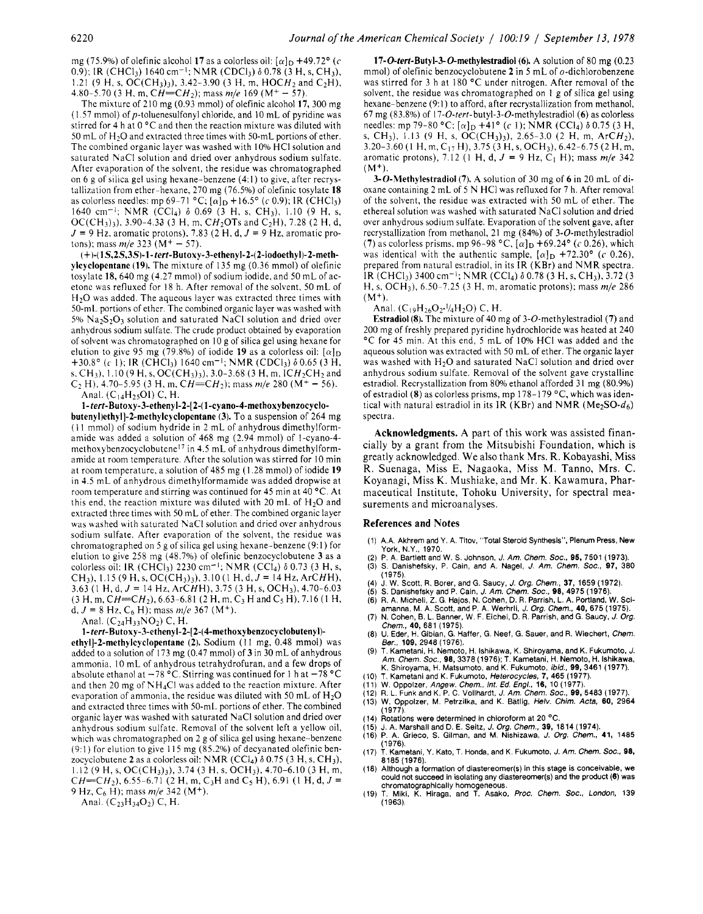mg (75.9%) of olefinic alcohol **17** as a colorless oil: $[\alpha]_D$ +49.72° (*c* 0.9); IR ($CHCl_3$) 1640 $cm^{-1}$; NMR ($CDCl_3$) δ 0.78 (3 H, s, $CH_3$), 1.21 (9 H, s, $OC(CH_3)_3$), 3.42–3.90 (3 H, m, $HOCH_2$ and $C_2H$), 4.80–5.70 (3 H, m, $CH{=}CH_2$); mass *m/e* 169 ($M^+ - 57$).

The mixture of 210 mg (0.93 mmol) of olefinic alcohol **17**, 300 mg (1.57 mmol) of *p*-toluenesulfonyl chloride, and 10 mL of pyridine was stirred for 4 h at 0 °C and then the reaction mixture was diluted with 50 mL of $H_2O$ and extracted three times with 50-mL portions of ether. The combined organic layer was washed with 10% HCl solution and saturated NaCl solution and dried over anhydrous sodium sulfate. After evaporation of the solvent, the residue was chromatographed on 6 g of silica gel using hexane–benzene (4:1) to give, after recrystallization from ether–hexane, 270 mg (76.5%) of olefinic tosylate **18** as colorless needles: mp 69–71 °C; $[\alpha]_D$ +16.5° (*c* 0.9); IR ($CHCl_3$) 1640 $cm^{-1}$; NMR ($CCl_4$) δ 0.69 (3 H, s, $CH_3$), 1.10 (9 H, s, $OC(CH_3)_3$), 3.90–4.33 (3 H, m, $CH_2OTs$ and $C_2H$), 7.28 (2 H, d, *J* = 9 Hz, aromatic protons), 7.83 (2 H, d, *J* = 9 Hz, aromatic protons); mass *m/e* 323 ($M^+ - 57$).

**(+)-(1*S*,2*S*,3*S*)-1-*tert*-Butoxy-3-ethenyl-2-(2-iodoethyl)-2-methylcyclopentane (19).** The mixture of 135 mg (0.36 mmol) of olefinic tosylate **18**, 640 mg (4.27 mmol) of sodium iodide, and 50 mL of acetone was refluxed for 18 h. After removal of the solvent, 50 mL of $H_2O$ was added. The aqueous layer was extracted three times with 50-mL portions of ether. The combined organic layer was washed with 5% $Na_2S_2O_3$ solution and saturated NaCl solution and dried over anhydrous sodium sulfate. The crude product obtained by evaporation of solvent was chromatographed on 10 g of silica gel using hexane for elution to give 95 mg (79.8%) of iodide **19** as a colorless oil: $[\alpha]_D$ +30.8° (*c* 1); IR ($CHCl_3$) 1640 $cm^{-1}$; NMR ($CDCl_3$) δ 0.65 (3 H, s, $CH_3$), 1.10 (9 H, s, $OC(CH_3)_3$), 3.0–3.68 (3 H, m, $ICH_2CH_2$ and $C_2$ H), 4.70–5.95 (3 H, m, $CH{=}CH_2$); mass *m/e* 280 ($M^+ - 56$).

Anal. ($C_{14}H_{25}OI$) C, H.

**1-*tert*-Butoxy-3-ethenyl-2-[2-(1-cyano-4-methoxybenzocyclobutenyl)ethyl]-2-methylcyclopentane (3).** To a suspension of 264 mg (11 mmol) of sodium hydride in 2 mL of anhydrous dimethylformamide was added a solution of 468 mg (2.94 mmol) of 1-cyano-4-methoxybenzocyclobutene[17] in 4.5 mL of anhydrous dimethylformamide at room temperature. After the solution was stirred for 10 min at room temperature, a solution of 485 mg (1.28 mmol) of iodide **19** in 4.5 mL of anhydrous dimethylformamide was added dropwise at room temperature and stirring was continued for 45 min at 40 °C. At this end, the reaction mixture was diluted with 20 mL of $H_2O$ and extracted three times with 50 mL of ether. The combined organic layer was washed with saturated NaCl solution and dried over anhydrous sodium sulfate. After evaporation of the solvent, the residue was chromatographed on 5 g of silica gel using hexane–benzene (9:1) for elution to give 258 mg (48.7%) of olefinic benzocyclobutene **3** as a colorless oil: IR ($CHCl_3$) 2230 $cm^{-1}$; NMR ($CCl_4$) δ 0.73 (3 H, s, $CH_3$), 1.15 (9 H, s, $OC(CH_3)_3$), 3.10 (1 H, d, *J* = 14 Hz, ArCHH), 3.63 (1 H, d, *J* = 14 Hz, ArCHH), 3.75 (3 H, s, $OCH_3$), 4.70–6.03 (3 H, m, $CH{=}CH_2$), 6.63–6.81 (2 H, m, $C_3$ H and $C_5$ H), 7.16 (1 H, d, *J* = 8 Hz, $C_6$ H); mass *m/e* 367 ($M^+$).

Anal. ($C_{24}H_{33}NO_2$) C, H.

**1-*tert*-Butoxy-3-ethenyl-2-[2-(4-methoxybenzocyclobutenyl)ethyl]-2-methylcyclopentane (2).** Sodium (11 mg, 0.48 mmol) was added to a solution of 173 mg (0.47 mmol) of **3** in 30 mL of anhydrous ammonia, 10 mL of anhydrous tetrahydrofuran, and a few drops of absolute ethanol at −78 °C. Stirring was continued for 1 h at −78 °C and then 20 mg of $NH_4Cl$ was added to the reaction mixture. After evaporation of ammonia, the residue was diluted with 50 mL of $H_2O$ and extracted three times with 50-mL portions of ether. The combined organic layer was washed with saturated NaCl solution and dried over anhydrous sodium sulfate. Removal of the solvent left a yellow oil, which was chromatographed on 2 g of silica gel using hexane–benzene (9:1) for elution to give 115 mg (85.2%) of decyanated olefinic benzocyclobutene **2** as a colorless oil: NMR ($CCl_4$) δ 0.75 (3 H, s, $CH_3$), 1.12 (9 H, s, $OC(CH_3)_3$), 3.74 (3 H, s, $OCH_3$), 4.70–6.10 (3 H, m, $CH{=}CH_2$), 6.55–6.71 (2 H, m, $C_3$H and $C_5$ H), 6.91 (1 H, d, *J* = 9 Hz, $C_6$ H); mass *m/e* 342 ($M^+$).

Anal. ($C_{23}H_{34}O_2$) C, H.

**17-*O*-*tert*-Butyl-3-*O*-methylestradiol (6).** A solution of 80 mg (0.23 mmol) of olefinic benzocyclobutene **2** in 5 mL of *o*-dichlorobenzene was stirred for 3 h at 180 °C under nitrogen. After removal of the solvent, the residue was chromatographed on 1 g of silica gel using hexane–benzene (9:1) to afford, after recrystallization from methanol, 67 mg (83.8%) of 17-*O*-*tert*-butyl-3-*O*-methylestradiol (**6**) as colorless needles: mp 79–80 °C; $[\alpha]_D$ +41° (*c* 1); NMR ($CCl_4$) δ 0.75 (3 H, s, $CH_3$), 1.13 (9 H, s, $OC(CH_3)_3$), 2.65–3.0 (2 H, m, $ArCH_2$), 3.20–3.60 (1 H, m, $C_{17}$ H), 3.75 (3 H, s, $OCH_3$), 6.42–6.75 (2 H, m, aromatic protons), 7.12 (1 H, d, *J* = 9 Hz, $C_1$ H); mass *m/e* 342 ($M^+$).

**3-*O*-Methylestradiol (7).** A solution of 30 mg of **6** in 20 mL of dioxane containing 2 mL of 5 N HCl was refluxed for 7 h. After removal of the solvent, the residue was extracted with 50 mL of ether. The ethereal solution was washed with saturated NaCl solution and dried over anhydrous sodium sulfate. Evaporation of the solvent gave, after recrystallization from methanol, 21 mg (84%) of 3-*O*-methylestradiol (**7**) as colorless prisms, mp 96–98 °C, $[\alpha]_D$ +69.24° (*c* 0.26), which was identical with the authentic sample, $[\alpha]_D$ +72.30° (*c* 0.26), prepared from natural estradiol, in its IR (KBr) and NMR spectra. IR ($CHCl_3$) 3400 $cm^{-1}$; NMR ($CCl_4$) δ 0.78 (3 H, s, $CH_3$), 3.72 (3 H, s, $OCH_3$), 6.50–7.25 (3 H, m, aromatic protons); mass *m/e* 286 ($M^+$).

Anal. ($C_{19}H_{26}O_2 \cdot {}^1/_4H_2O$) C, H.

**Estradiol (8).** The mixture of 40 mg of 3-*O*-methylestradiol (**7**) and 200 mg of freshly prepared pyridine hydrochloride was heated at 240 °C for 45 min. At this end, 5 mL of 10% HCl was added and the aqueous solution was extracted with 50 mL of ether. The organic layer was washed with $H_2O$ and saturated NaCl solution and dried over anhydrous sodium sulfate. Removal of the solvent gave crystalline estradiol. Recrystallization from 80% ethanol afforded 31 mg (80.9%) of estradiol (**8**) as colorless prisms, mp 178–179 °C, which was identical with natural estradiol in its IR (KBr) and NMR ($Me_2SO$-$d_6$) spectra.

**Acknowledgments.** A part of this work was assisted financially by a grant from the Mitsubishi Foundation, which is greatly acknowledged. We also thank Mrs. R. Kobayashi, Miss R. Suenaga, Miss E. Nagaoka, Miss M. Tanno, Mrs. C. Koyanagi, Miss K. Mushiake, and Mr. K. Kawamura, Pharmaceutical Institute, Tohoku University, for spectral measurements and microanalyses.

## References and Notes

(1) A.A. Akhrem and Y. A. Titov, "Total Steroid Synthesis", Plenum Press, New York, N.Y., 1970.

(2) P. A. Bartlett and W. S. Johnson, *J. Am. Chem. Soc.*, **95**, 7501 (1973).

(3) S. Danishefsky, P. Cain, and A. Nagel, *J. Am. Chem. Soc.*, **97**, 380 (1975).

(4) J. W. Scott, R. Borer, and G. Saucy, *J. Org. Chem.*, **37**, 1659 (1972).

(5) S. Danishefsky and P. Cain, *J. Am. Chem. Soc.*, **98**, 4975 (1976).

(6) R. A. Micheli, Z. G. Hajos, N. Cohen, D. R. Parrish, L. A. Portland, W. Sciamanna, M. A. Scott, and P. A. Werhrli, *J. Org. Chem.*, **40**, 675 (1975).

(7) N. Cohen, B. L. Banner, W. F. Eichel, D. R. Parrish, and G. Saucy, *J. Org. Chem.*, **40**, 681 (1975).

(8) U. Eder, H. Gibian, G. Haffer, G. Neef, G. Sauer, and R. Wiechert, *Chem. Ber.*, **109**, 2948 (1976).

(9) T. Kametani, H. Nemoto, H. Ishikawa, K. Shiroyama, and K. Fukumoto, *J. Am. Chem. Soc.*, **98**, 3378 (1976); T. Kametani, H. Nemoto, H. Ishikawa, K. Shiroyama, H. Matsumoto, and K. Fukumoto, *ibid.*, **99**, 3461 (1977).

(10) T. Kametani and K. Fukumoto, *Heterocycles*, **7**, 465 (1977).

(11) W. Oppolzer, *Angew. Chem., Int. Ed. Engl.*, **16**, 10 (1977).

(12) R. L. Funk and K. P. C. Vollhardt, *J. Am. Chem. Soc.*, **99**, 5483 (1977).

(13) W. Oppolzer, M. Petrzilka, and K. Bätlig, *Helv. Chim. Acta*, **60**, 2964 (1977).

(14) Rotations were determined in chloroform at 20 °C.

(15) J. A. Marshall and D. E. Seitz, *J. Org. Chem.*, **39**, 1814 (1974).

(16) P. A. Grieco, S. Gilman, and M. Nishizawa, *J. Org. Chem.*, **41**, 1485 (1976).

(17) T. Kametani, Y. Kato, T. Honda, and K. Fukumoto, *J. Am. Chem. Soc.*, **98**, 8185 (1976).

(18) Although a formation of diastereomer(s) in this stage is conceivable, we could not succeed in isolating any diastereomer(s) and the product (**6**) was chromatographically homogeneous.

(19) T. Miki, K. Hiraga, and T. Asako, *Proc. Chem. Soc., London*, 139 (1963).